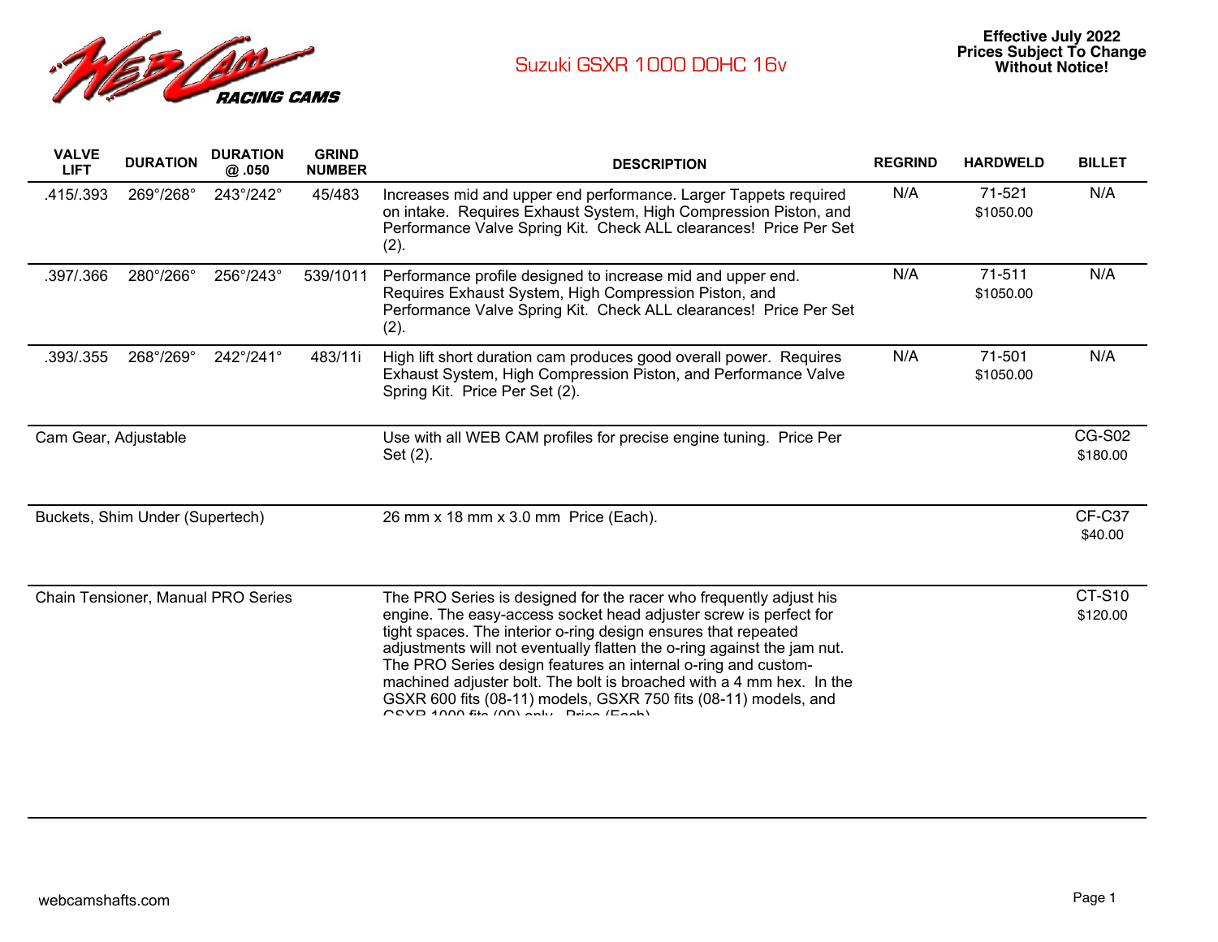# Suzuki GSXR 1000 DOHC 16v

**Effective July 2022**
**Prices Subject To Change Without Notice!**

| VALVE LIFT | DURATION | DURATION @ .050 | GRIND NUMBER | DESCRIPTION | REGRIND | HARDWELD | BILLET |
|---|---|---|---|---|---|---|---|
| .415/.393 | 269°/268° | 243°/242° | 45/483 | Increases mid and upper end performance. Larger Tappets required on intake. Requires Exhaust System, High Compression Piston, and Performance Valve Spring Kit. Check ALL clearances! Price Per Set (2). | N/A | 71-521 $1050.00 | N/A |
| .397/.366 | 280°/266° | 256°/243° | 539/1011 | Performance profile designed to increase mid and upper end. Requires Exhaust System, High Compression Piston, and Performance Valve Spring Kit. Check ALL clearances! Price Per Set (2). | N/A | 71-511 $1050.00 | N/A |
| .393/.355 | 268°/269° | 242°/241° | 483/11i | High lift short duration cam produces good overall power. Requires Exhaust System, High Compression Piston, and Performance Valve Spring Kit. Price Per Set (2). | N/A | 71-501 $1050.00 | N/A |
| Cam Gear, Adjustable | | | | Use with all WEB CAM profiles for precise engine tuning. Price Per Set (2). | | | CG-S02 $180.00 |
| Buckets, Shim Under (Supertech) | | | | 26 mm x 18 mm x 3.0 mm Price (Each). | | | CF-C37 $40.00 |
| Chain Tensioner, Manual PRO Series | | | | The PRO Series is designed for the racer who frequently adjust his engine. The easy-access socket head adjuster screw is perfect for tight spaces. The interior o-ring design ensures that repeated adjustments will not eventually flatten the o-ring against the jam nut. The PRO Series design features an internal o-ring and custom-machined adjuster bolt. The bolt is broached with a 4 mm hex. In the GSXR 600 fits (08-11) models, GSXR 750 fits (08-11) models, and GSXR 1000 fits (09) only. Price (Each). | | | CT-S10 $120.00 |

webcamshafts.com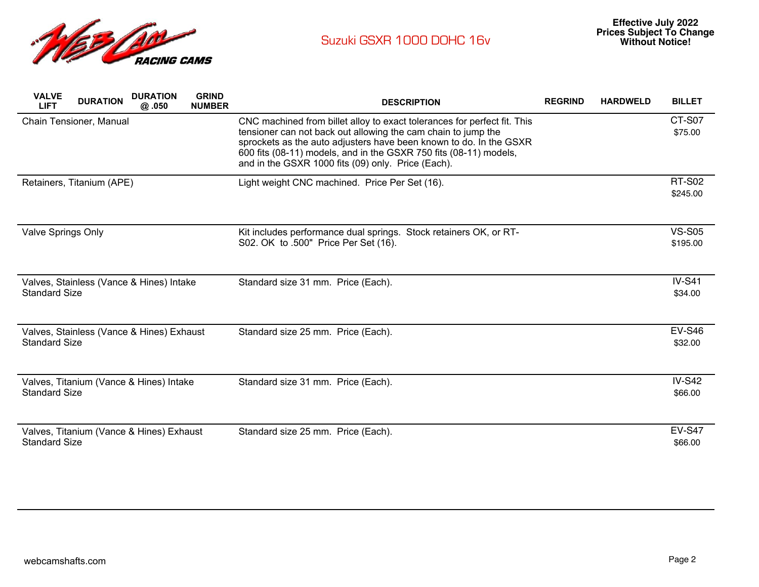# Suzuki GSXR 1000 DOHC 16v

**Effective July 2022**
**Prices Subject To Change Without Notice!**

| VALVE LIFT | DURATION | DURATION @ .050 | GRIND NUMBER | DESCRIPTION | REGRIND | HARDWELD | BILLET |
|---|---|---|---|---|---|---|---|
| Chain Tensioner, Manual | | | | CNC machined from billet alloy to exact tolerances for perfect fit. This tensioner can not back out allowing the cam chain to jump the sprockets as the auto adjusters have been known to do. In the GSXR 600 fits (08-11) models, and in the GSXR 750 fits (08-11) models, and in the GSXR 1000 fits (09) only. Price (Each). | | | CT-S07 $75.00 |
| Retainers, Titanium (APE) | | | | Light weight CNC machined. Price Per Set (16). | | | RT-S02 $245.00 |
| Valve Springs Only | | | | Kit includes performance dual springs. Stock retainers OK, or RT-S02. OK to .500" Price Per Set (16). | | | VS-S05 $195.00 |
| Valves, Stainless (Vance & Hines) Intake Standard Size | | | | Standard size 31 mm. Price (Each). | | | IV-S41 $34.00 |
| Valves, Stainless (Vance & Hines) Exhaust Standard Size | | | | Standard size 25 mm. Price (Each). | | | EV-S46 $32.00 |
| Valves, Titanium (Vance & Hines) Intake Standard Size | | | | Standard size 31 mm. Price (Each). | | | IV-S42 $66.00 |
| Valves, Titanium (Vance & Hines) Exhaust Standard Size | | | | Standard size 25 mm. Price (Each). | | | EV-S47 $66.00 |

webcamshafts.com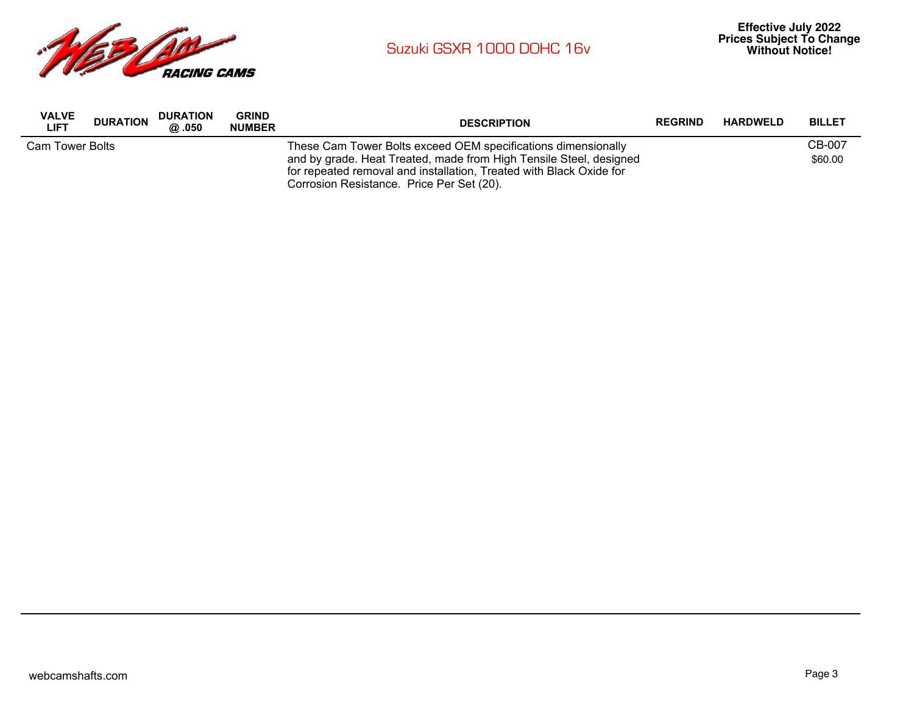# Suzuki GSXR 1000 DOHC 16v

**Effective July 2022**
**Prices Subject To Change Without Notice!**

| VALVE LIFT | DURATION | DURATION @ .050 | GRIND NUMBER | DESCRIPTION | REGRIND | HARDWELD | BILLET |
|---|---|---|---|---|---|---|---|
| Cam Tower Bolts | | | | These Cam Tower Bolts exceed OEM specifications dimensionally and by grade. Heat Treated, made from High Tensile Steel, designed for repeated removal and installation, Treated with Black Oxide for Corrosion Resistance. Price Per Set (20). | | | CB-007 $60.00 |

webcamshafts.com